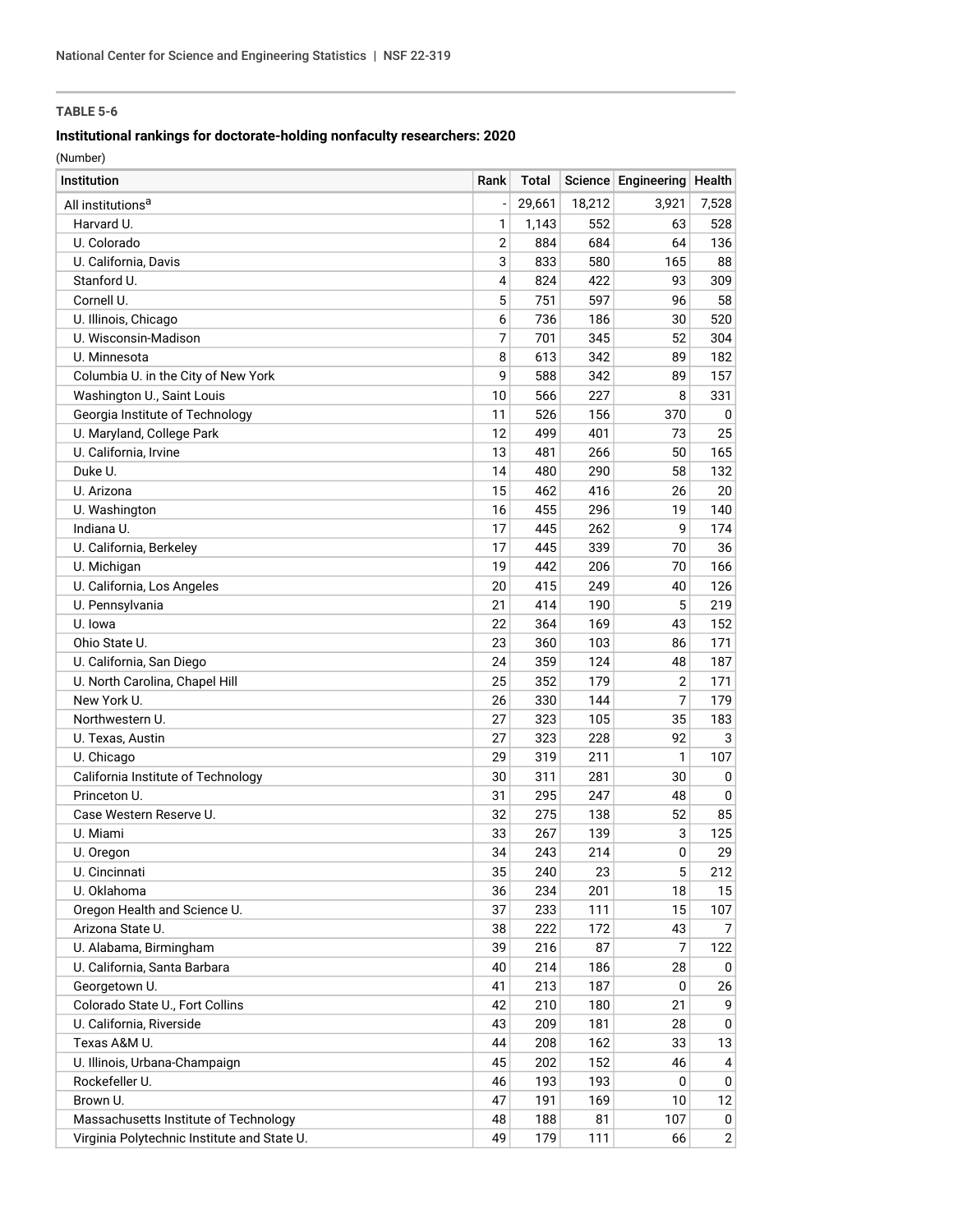**TABLE 5-6**

**Institutional rankings for doctorate-holding nonfaculty researchers: 2020**

(Number)

| Institution | Rank | Total | Science | Engineering | Health |
|---|---|---|---|---|---|
| All institutions[a] | - | 29,661 | 18,212 | 3,921 | 7,528 |
| Harvard U. | 1 | 1,143 | 552 | 63 | 528 |
| U. Colorado | 2 | 884 | 684 | 64 | 136 |
| U. California, Davis | 3 | 833 | 580 | 165 | 88 |
| Stanford U. | 4 | 824 | 422 | 93 | 309 |
| Cornell U. | 5 | 751 | 597 | 96 | 58 |
| U. Illinois, Chicago | 6 | 736 | 186 | 30 | 520 |
| U. Wisconsin-Madison | 7 | 701 | 345 | 52 | 304 |
| U. Minnesota | 8 | 613 | 342 | 89 | 182 |
| Columbia U. in the City of New York | 9 | 588 | 342 | 89 | 157 |
| Washington U., Saint Louis | 10 | 566 | 227 | 8 | 331 |
| Georgia Institute of Technology | 11 | 526 | 156 | 370 | 0 |
| U. Maryland, College Park | 12 | 499 | 401 | 73 | 25 |
| U. California, Irvine | 13 | 481 | 266 | 50 | 165 |
| Duke U. | 14 | 480 | 290 | 58 | 132 |
| U. Arizona | 15 | 462 | 416 | 26 | 20 |
| U. Washington | 16 | 455 | 296 | 19 | 140 |
| Indiana U. | 17 | 445 | 262 | 9 | 174 |
| U. California, Berkeley | 17 | 445 | 339 | 70 | 36 |
| U. Michigan | 19 | 442 | 206 | 70 | 166 |
| U. California, Los Angeles | 20 | 415 | 249 | 40 | 126 |
| U. Pennsylvania | 21 | 414 | 190 | 5 | 219 |
| U. Iowa | 22 | 364 | 169 | 43 | 152 |
| Ohio State U. | 23 | 360 | 103 | 86 | 171 |
| U. California, San Diego | 24 | 359 | 124 | 48 | 187 |
| U. North Carolina, Chapel Hill | 25 | 352 | 179 | 2 | 171 |
| New York U. | 26 | 330 | 144 | 7 | 179 |
| Northwestern U. | 27 | 323 | 105 | 35 | 183 |
| U. Texas, Austin | 27 | 323 | 228 | 92 | 3 |
| U. Chicago | 29 | 319 | 211 | 1 | 107 |
| California Institute of Technology | 30 | 311 | 281 | 30 | 0 |
| Princeton U. | 31 | 295 | 247 | 48 | 0 |
| Case Western Reserve U. | 32 | 275 | 138 | 52 | 85 |
| U. Miami | 33 | 267 | 139 | 3 | 125 |
| U. Oregon | 34 | 243 | 214 | 0 | 29 |
| U. Cincinnati | 35 | 240 | 23 | 5 | 212 |
| U. Oklahoma | 36 | 234 | 201 | 18 | 15 |
| Oregon Health and Science U. | 37 | 233 | 111 | 15 | 107 |
| Arizona State U. | 38 | 222 | 172 | 43 | 7 |
| U. Alabama, Birmingham | 39 | 216 | 87 | 7 | 122 |
| U. California, Santa Barbara | 40 | 214 | 186 | 28 | 0 |
| Georgetown U. | 41 | 213 | 187 | 0 | 26 |
| Colorado State U., Fort Collins | 42 | 210 | 180 | 21 | 9 |
| U. California, Riverside | 43 | 209 | 181 | 28 | 0 |
| Texas A&M U. | 44 | 208 | 162 | 33 | 13 |
| U. Illinois, Urbana-Champaign | 45 | 202 | 152 | 46 | 4 |
| Rockefeller U. | 46 | 193 | 193 | 0 | 0 |
| Brown U. | 47 | 191 | 169 | 10 | 12 |
| Massachusetts Institute of Technology | 48 | 188 | 81 | 107 | 0 |
| Virginia Polytechnic Institute and State U. | 49 | 179 | 111 | 66 | 2 |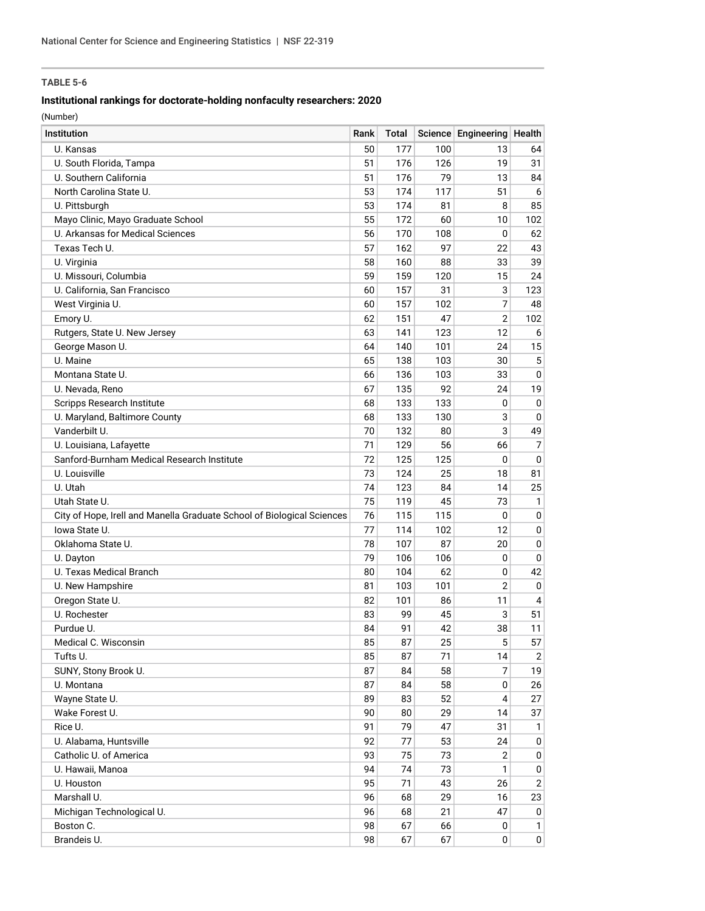**TABLE 5-6**

**Institutional rankings for doctorate-holding nonfaculty researchers: 2020**

(Number)

| Institution | Rank | Total | Science | Engineering | Health |
|---|---|---|---|---|---|
| U. Kansas | 50 | 177 | 100 | 13 | 64 |
| U. South Florida, Tampa | 51 | 176 | 126 | 19 | 31 |
| U. Southern California | 51 | 176 | 79 | 13 | 84 |
| North Carolina State U. | 53 | 174 | 117 | 51 | 6 |
| U. Pittsburgh | 53 | 174 | 81 | 8 | 85 |
| Mayo Clinic, Mayo Graduate School | 55 | 172 | 60 | 10 | 102 |
| U. Arkansas for Medical Sciences | 56 | 170 | 108 | 0 | 62 |
| Texas Tech U. | 57 | 162 | 97 | 22 | 43 |
| U. Virginia | 58 | 160 | 88 | 33 | 39 |
| U. Missouri, Columbia | 59 | 159 | 120 | 15 | 24 |
| U. California, San Francisco | 60 | 157 | 31 | 3 | 123 |
| West Virginia U. | 60 | 157 | 102 | 7 | 48 |
| Emory U. | 62 | 151 | 47 | 2 | 102 |
| Rutgers, State U. New Jersey | 63 | 141 | 123 | 12 | 6 |
| George Mason U. | 64 | 140 | 101 | 24 | 15 |
| U. Maine | 65 | 138 | 103 | 30 | 5 |
| Montana State U. | 66 | 136 | 103 | 33 | 0 |
| U. Nevada, Reno | 67 | 135 | 92 | 24 | 19 |
| Scripps Research Institute | 68 | 133 | 133 | 0 | 0 |
| U. Maryland, Baltimore County | 68 | 133 | 130 | 3 | 0 |
| Vanderbilt U. | 70 | 132 | 80 | 3 | 49 |
| U. Louisiana, Lafayette | 71 | 129 | 56 | 66 | 7 |
| Sanford-Burnham Medical Research Institute | 72 | 125 | 125 | 0 | 0 |
| U. Louisville | 73 | 124 | 25 | 18 | 81 |
| U. Utah | 74 | 123 | 84 | 14 | 25 |
| Utah State U. | 75 | 119 | 45 | 73 | 1 |
| City of Hope, Irell and Manella Graduate School of Biological Sciences | 76 | 115 | 115 | 0 | 0 |
| Iowa State U. | 77 | 114 | 102 | 12 | 0 |
| Oklahoma State U. | 78 | 107 | 87 | 20 | 0 |
| U. Dayton | 79 | 106 | 106 | 0 | 0 |
| U. Texas Medical Branch | 80 | 104 | 62 | 0 | 42 |
| U. New Hampshire | 81 | 103 | 101 | 2 | 0 |
| Oregon State U. | 82 | 101 | 86 | 11 | 4 |
| U. Rochester | 83 | 99 | 45 | 3 | 51 |
| Purdue U. | 84 | 91 | 42 | 38 | 11 |
| Medical C. Wisconsin | 85 | 87 | 25 | 5 | 57 |
| Tufts U. | 85 | 87 | 71 | 14 | 2 |
| SUNY, Stony Brook U. | 87 | 84 | 58 | 7 | 19 |
| U. Montana | 87 | 84 | 58 | 0 | 26 |
| Wayne State U. | 89 | 83 | 52 | 4 | 27 |
| Wake Forest U. | 90 | 80 | 29 | 14 | 37 |
| Rice U. | 91 | 79 | 47 | 31 | 1 |
| U. Alabama, Huntsville | 92 | 77 | 53 | 24 | 0 |
| Catholic U. of America | 93 | 75 | 73 | 2 | 0 |
| U. Hawaii, Manoa | 94 | 74 | 73 | 1 | 0 |
| U. Houston | 95 | 71 | 43 | 26 | 2 |
| Marshall U. | 96 | 68 | 29 | 16 | 23 |
| Michigan Technological U. | 96 | 68 | 21 | 47 | 0 |
| Boston C. | 98 | 67 | 66 | 0 | 1 |
| Brandeis U. | 98 | 67 | 67 | 0 | 0 |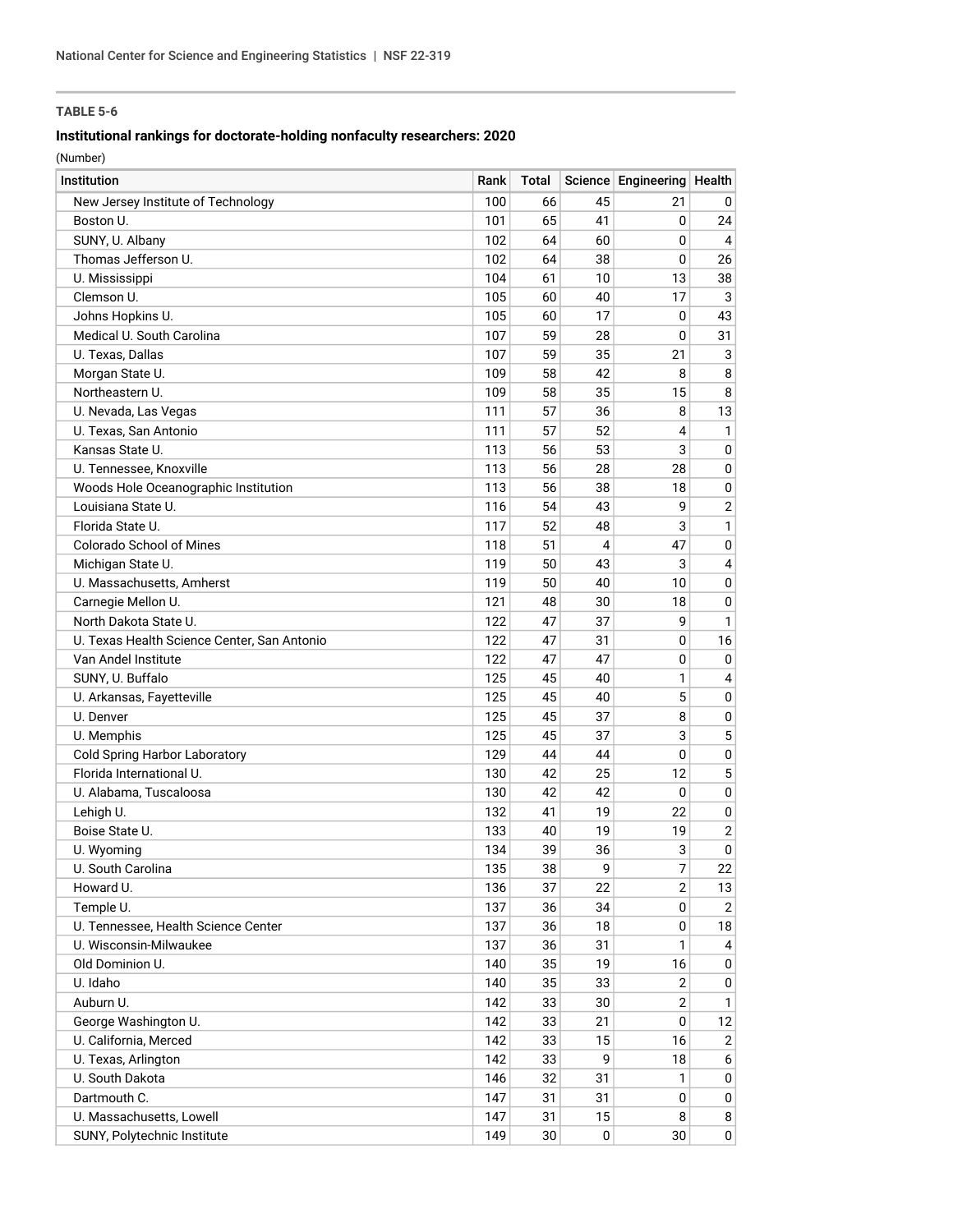**TABLE 5-6**

**Institutional rankings for doctorate-holding nonfaculty researchers: 2020**

(Number)

| Institution | Rank | Total | Science | Engineering | Health |
|---|---|---|---|---|---|
| New Jersey Institute of Technology | 100 | 66 | 45 | 21 | 0 |
| Boston U. | 101 | 65 | 41 | 0 | 24 |
| SUNY, U. Albany | 102 | 64 | 60 | 0 | 4 |
| Thomas Jefferson U. | 102 | 64 | 38 | 0 | 26 |
| U. Mississippi | 104 | 61 | 10 | 13 | 38 |
| Clemson U. | 105 | 60 | 40 | 17 | 3 |
| Johns Hopkins U. | 105 | 60 | 17 | 0 | 43 |
| Medical U. South Carolina | 107 | 59 | 28 | 0 | 31 |
| U. Texas, Dallas | 107 | 59 | 35 | 21 | 3 |
| Morgan State U. | 109 | 58 | 42 | 8 | 8 |
| Northeastern U. | 109 | 58 | 35 | 15 | 8 |
| U. Nevada, Las Vegas | 111 | 57 | 36 | 8 | 13 |
| U. Texas, San Antonio | 111 | 57 | 52 | 4 | 1 |
| Kansas State U. | 113 | 56 | 53 | 3 | 0 |
| U. Tennessee, Knoxville | 113 | 56 | 28 | 28 | 0 |
| Woods Hole Oceanographic Institution | 113 | 56 | 38 | 18 | 0 |
| Louisiana State U. | 116 | 54 | 43 | 9 | 2 |
| Florida State U. | 117 | 52 | 48 | 3 | 1 |
| Colorado School of Mines | 118 | 51 | 4 | 47 | 0 |
| Michigan State U. | 119 | 50 | 43 | 3 | 4 |
| U. Massachusetts, Amherst | 119 | 50 | 40 | 10 | 0 |
| Carnegie Mellon U. | 121 | 48 | 30 | 18 | 0 |
| North Dakota State U. | 122 | 47 | 37 | 9 | 1 |
| U. Texas Health Science Center, San Antonio | 122 | 47 | 31 | 0 | 16 |
| Van Andel Institute | 122 | 47 | 47 | 0 | 0 |
| SUNY, U. Buffalo | 125 | 45 | 40 | 1 | 4 |
| U. Arkansas, Fayetteville | 125 | 45 | 40 | 5 | 0 |
| U. Denver | 125 | 45 | 37 | 8 | 0 |
| U. Memphis | 125 | 45 | 37 | 3 | 5 |
| Cold Spring Harbor Laboratory | 129 | 44 | 44 | 0 | 0 |
| Florida International U. | 130 | 42 | 25 | 12 | 5 |
| U. Alabama, Tuscaloosa | 130 | 42 | 42 | 0 | 0 |
| Lehigh U. | 132 | 41 | 19 | 22 | 0 |
| Boise State U. | 133 | 40 | 19 | 19 | 2 |
| U. Wyoming | 134 | 39 | 36 | 3 | 0 |
| U. South Carolina | 135 | 38 | 9 | 7 | 22 |
| Howard U. | 136 | 37 | 22 | 2 | 13 |
| Temple U. | 137 | 36 | 34 | 0 | 2 |
| U. Tennessee, Health Science Center | 137 | 36 | 18 | 0 | 18 |
| U. Wisconsin-Milwaukee | 137 | 36 | 31 | 1 | 4 |
| Old Dominion U. | 140 | 35 | 19 | 16 | 0 |
| U. Idaho | 140 | 35 | 33 | 2 | 0 |
| Auburn U. | 142 | 33 | 30 | 2 | 1 |
| George Washington U. | 142 | 33 | 21 | 0 | 12 |
| U. California, Merced | 142 | 33 | 15 | 16 | 2 |
| U. Texas, Arlington | 142 | 33 | 9 | 18 | 6 |
| U. South Dakota | 146 | 32 | 31 | 1 | 0 |
| Dartmouth C. | 147 | 31 | 31 | 0 | 0 |
| U. Massachusetts, Lowell | 147 | 31 | 15 | 8 | 8 |
| SUNY, Polytechnic Institute | 149 | 30 | 0 | 30 | 0 |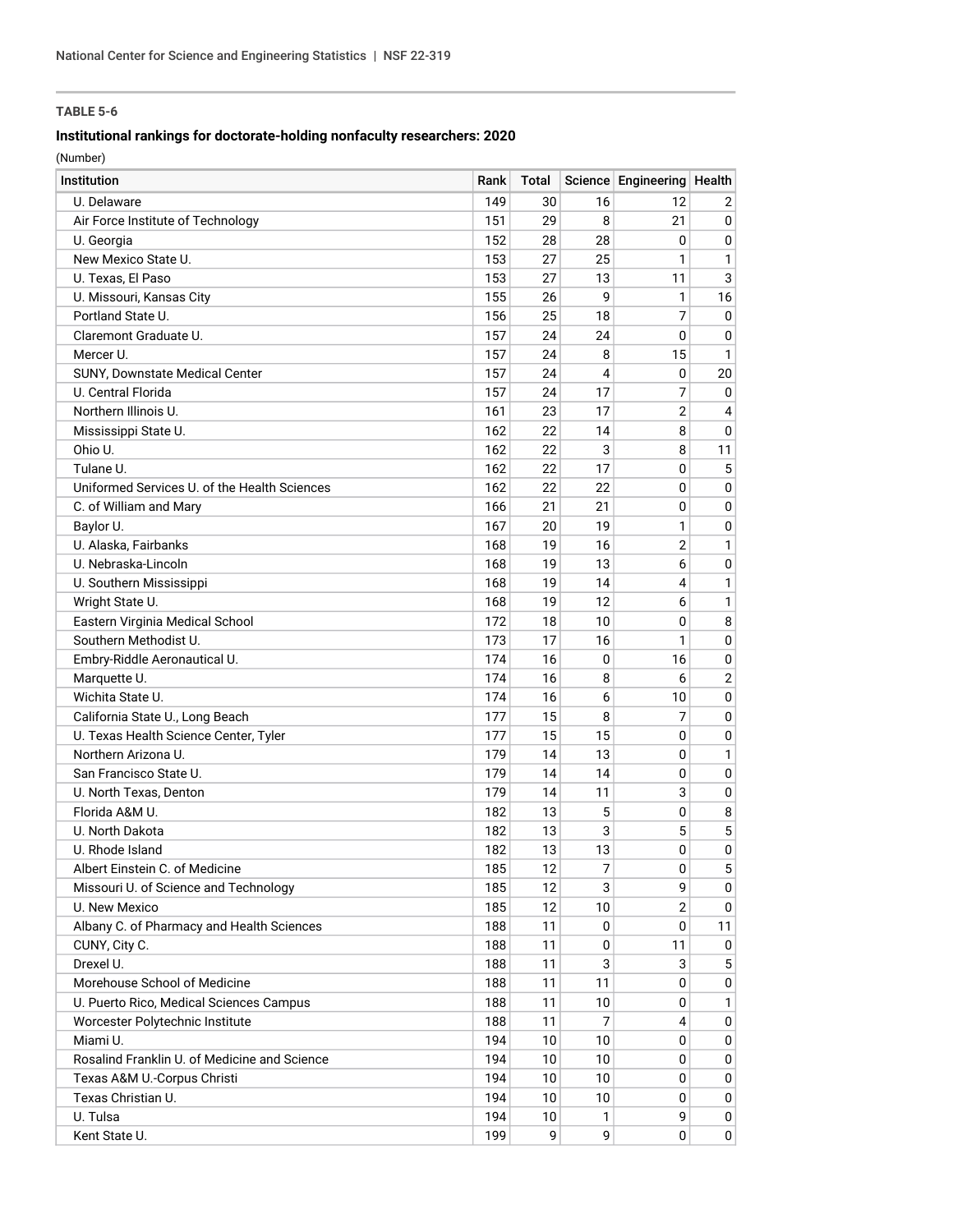**TABLE 5-6**

**Institutional rankings for doctorate-holding nonfaculty researchers: 2020**

(Number)

| Institution | Rank | Total | Science | Engineering | Health |
|---|---|---|---|---|---|
| U. Delaware | 149 | 30 | 16 | 12 | 2 |
| Air Force Institute of Technology | 151 | 29 | 8 | 21 | 0 |
| U. Georgia | 152 | 28 | 28 | 0 | 0 |
| New Mexico State U. | 153 | 27 | 25 | 1 | 1 |
| U. Texas, El Paso | 153 | 27 | 13 | 11 | 3 |
| U. Missouri, Kansas City | 155 | 26 | 9 | 1 | 16 |
| Portland State U. | 156 | 25 | 18 | 7 | 0 |
| Claremont Graduate U. | 157 | 24 | 24 | 0 | 0 |
| Mercer U. | 157 | 24 | 8 | 15 | 1 |
| SUNY, Downstate Medical Center | 157 | 24 | 4 | 0 | 20 |
| U. Central Florida | 157 | 24 | 17 | 7 | 0 |
| Northern Illinois U. | 161 | 23 | 17 | 2 | 4 |
| Mississippi State U. | 162 | 22 | 14 | 8 | 0 |
| Ohio U. | 162 | 22 | 3 | 8 | 11 |
| Tulane U. | 162 | 22 | 17 | 0 | 5 |
| Uniformed Services U. of the Health Sciences | 162 | 22 | 22 | 0 | 0 |
| C. of William and Mary | 166 | 21 | 21 | 0 | 0 |
| Baylor U. | 167 | 20 | 19 | 1 | 0 |
| U. Alaska, Fairbanks | 168 | 19 | 16 | 2 | 1 |
| U. Nebraska-Lincoln | 168 | 19 | 13 | 6 | 0 |
| U. Southern Mississippi | 168 | 19 | 14 | 4 | 1 |
| Wright State U. | 168 | 19 | 12 | 6 | 1 |
| Eastern Virginia Medical School | 172 | 18 | 10 | 0 | 8 |
| Southern Methodist U. | 173 | 17 | 16 | 1 | 0 |
| Embry-Riddle Aeronautical U. | 174 | 16 | 0 | 16 | 0 |
| Marquette U. | 174 | 16 | 8 | 6 | 2 |
| Wichita State U. | 174 | 16 | 6 | 10 | 0 |
| California State U., Long Beach | 177 | 15 | 8 | 7 | 0 |
| U. Texas Health Science Center, Tyler | 177 | 15 | 15 | 0 | 0 |
| Northern Arizona U. | 179 | 14 | 13 | 0 | 1 |
| San Francisco State U. | 179 | 14 | 14 | 0 | 0 |
| U. North Texas, Denton | 179 | 14 | 11 | 3 | 0 |
| Florida A&M U. | 182 | 13 | 5 | 0 | 8 |
| U. North Dakota | 182 | 13 | 3 | 5 | 5 |
| U. Rhode Island | 182 | 13 | 13 | 0 | 0 |
| Albert Einstein C. of Medicine | 185 | 12 | 7 | 0 | 5 |
| Missouri U. of Science and Technology | 185 | 12 | 3 | 9 | 0 |
| U. New Mexico | 185 | 12 | 10 | 2 | 0 |
| Albany C. of Pharmacy and Health Sciences | 188 | 11 | 0 | 0 | 11 |
| CUNY, City C. | 188 | 11 | 0 | 11 | 0 |
| Drexel U. | 188 | 11 | 3 | 3 | 5 |
| Morehouse School of Medicine | 188 | 11 | 11 | 0 | 0 |
| U. Puerto Rico, Medical Sciences Campus | 188 | 11 | 10 | 0 | 1 |
| Worcester Polytechnic Institute | 188 | 11 | 7 | 4 | 0 |
| Miami U. | 194 | 10 | 10 | 0 | 0 |
| Rosalind Franklin U. of Medicine and Science | 194 | 10 | 10 | 0 | 0 |
| Texas A&M U.-Corpus Christi | 194 | 10 | 10 | 0 | 0 |
| Texas Christian U. | 194 | 10 | 10 | 0 | 0 |
| U. Tulsa | 194 | 10 | 1 | 9 | 0 |
| Kent State U. | 199 | 9 | 9 | 0 | 0 |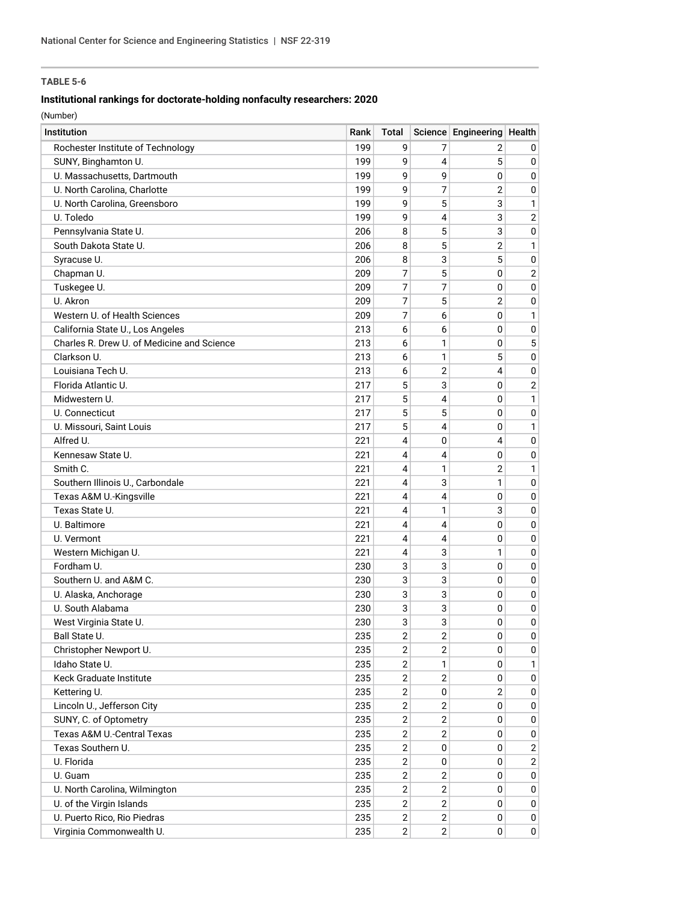### TABLE 5-6

#### Institutional rankings for doctorate-holding nonfaculty researchers: 2020

(Number)

| Institution | Rank | Total | Science | Engineering | Health |
|---|---|---|---|---|---|
| Rochester Institute of Technology | 199 | 9 | 7 | 2 | 0 |
| SUNY, Binghamton U. | 199 | 9 | 4 | 5 | 0 |
| U. Massachusetts, Dartmouth | 199 | 9 | 9 | 0 | 0 |
| U. North Carolina, Charlotte | 199 | 9 | 7 | 2 | 0 |
| U. North Carolina, Greensboro | 199 | 9 | 5 | 3 | 1 |
| U. Toledo | 199 | 9 | 4 | 3 | 2 |
| Pennsylvania State U. | 206 | 8 | 5 | 3 | 0 |
| South Dakota State U. | 206 | 8 | 5 | 2 | 1 |
| Syracuse U. | 206 | 8 | 3 | 5 | 0 |
| Chapman U. | 209 | 7 | 5 | 0 | 2 |
| Tuskegee U. | 209 | 7 | 7 | 0 | 0 |
| U. Akron | 209 | 7 | 5 | 2 | 0 |
| Western U. of Health Sciences | 209 | 7 | 6 | 0 | 1 |
| California State U., Los Angeles | 213 | 6 | 6 | 0 | 0 |
| Charles R. Drew U. of Medicine and Science | 213 | 6 | 1 | 0 | 5 |
| Clarkson U. | 213 | 6 | 1 | 5 | 0 |
| Louisiana Tech U. | 213 | 6 | 2 | 4 | 0 |
| Florida Atlantic U. | 217 | 5 | 3 | 0 | 2 |
| Midwestern U. | 217 | 5 | 4 | 0 | 1 |
| U. Connecticut | 217 | 5 | 5 | 0 | 0 |
| U. Missouri, Saint Louis | 217 | 5 | 4 | 0 | 1 |
| Alfred U. | 221 | 4 | 0 | 4 | 0 |
| Kennesaw State U. | 221 | 4 | 4 | 0 | 0 |
| Smith C. | 221 | 4 | 1 | 2 | 1 |
| Southern Illinois U., Carbondale | 221 | 4 | 3 | 1 | 0 |
| Texas A&M U.-Kingsville | 221 | 4 | 4 | 0 | 0 |
| Texas State U. | 221 | 4 | 1 | 3 | 0 |
| U. Baltimore | 221 | 4 | 4 | 0 | 0 |
| U. Vermont | 221 | 4 | 4 | 0 | 0 |
| Western Michigan U. | 221 | 4 | 3 | 1 | 0 |
| Fordham U. | 230 | 3 | 3 | 0 | 0 |
| Southern U. and A&M C. | 230 | 3 | 3 | 0 | 0 |
| U. Alaska, Anchorage | 230 | 3 | 3 | 0 | 0 |
| U. South Alabama | 230 | 3 | 3 | 0 | 0 |
| West Virginia State U. | 230 | 3 | 3 | 0 | 0 |
| Ball State U. | 235 | 2 | 2 | 0 | 0 |
| Christopher Newport U. | 235 | 2 | 2 | 0 | 0 |
| Idaho State U. | 235 | 2 | 1 | 0 | 1 |
| Keck Graduate Institute | 235 | 2 | 2 | 0 | 0 |
| Kettering U. | 235 | 2 | 0 | 2 | 0 |
| Lincoln U., Jefferson City | 235 | 2 | 2 | 0 | 0 |
| SUNY, C. of Optometry | 235 | 2 | 2 | 0 | 0 |
| Texas A&M U.-Central Texas | 235 | 2 | 2 | 0 | 0 |
| Texas Southern U. | 235 | 2 | 0 | 0 | 2 |
| U. Florida | 235 | 2 | 0 | 0 | 2 |
| U. Guam | 235 | 2 | 2 | 0 | 0 |
| U. North Carolina, Wilmington | 235 | 2 | 2 | 0 | 0 |
| U. of the Virgin Islands | 235 | 2 | 2 | 0 | 0 |
| U. Puerto Rico, Rio Piedras | 235 | 2 | 2 | 0 | 0 |
| Virginia Commonwealth U. | 235 | 2 | 2 | 0 | 0 |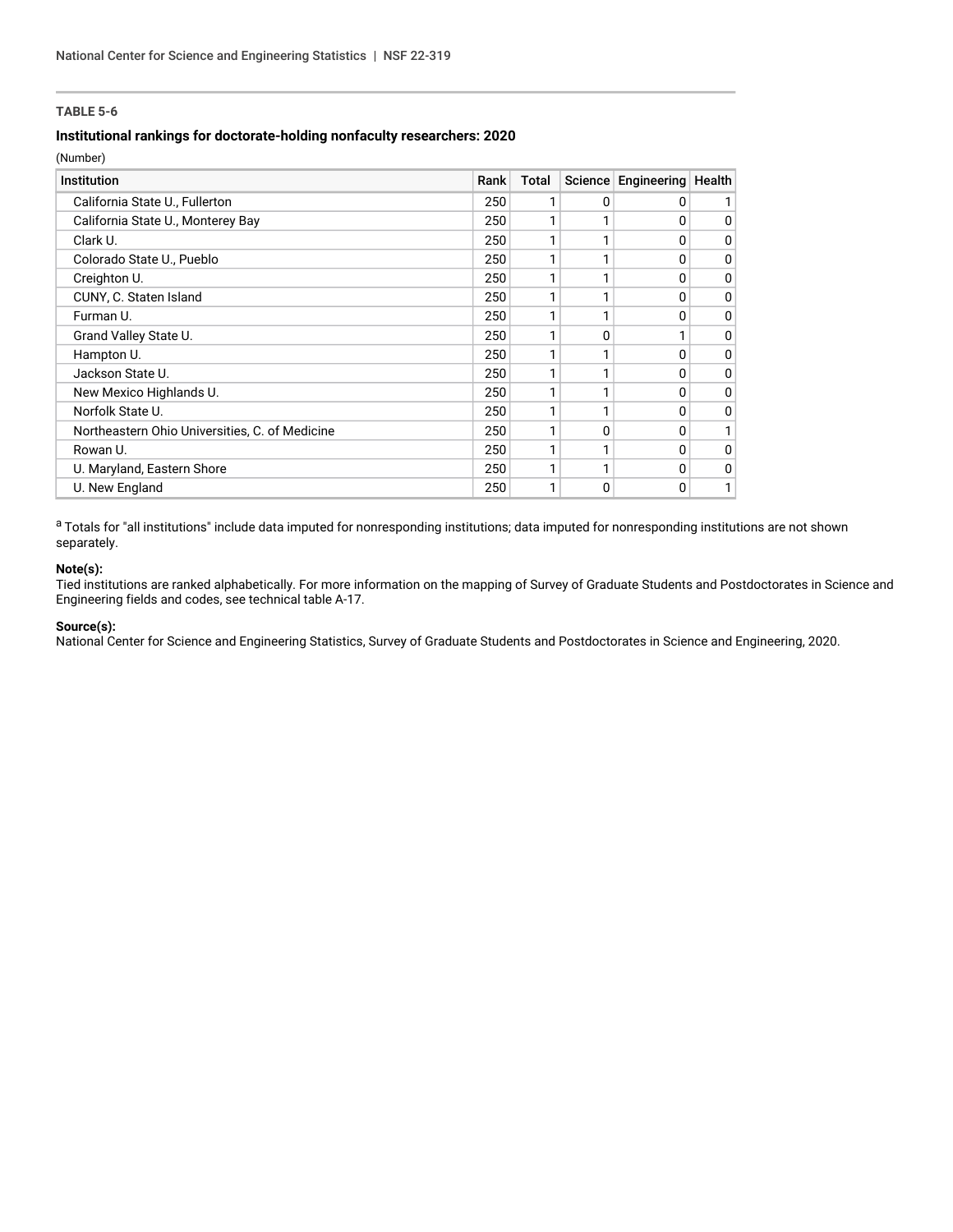TABLE 5-6

## Institutional rankings for doctorate-holding nonfaculty researchers: 2020

(Number)

| Institution | Rank | Total | Science | Engineering | Health |
|---|---|---|---|---|---|
| California State U., Fullerton | 250 | 1 | 0 | 0 | 1 |
| California State U., Monterey Bay | 250 | 1 | 1 | 0 | 0 |
| Clark U. | 250 | 1 | 1 | 0 | 0 |
| Colorado State U., Pueblo | 250 | 1 | 1 | 0 | 0 |
| Creighton U. | 250 | 1 | 1 | 0 | 0 |
| CUNY, C. Staten Island | 250 | 1 | 1 | 0 | 0 |
| Furman U. | 250 | 1 | 1 | 0 | 0 |
| Grand Valley State U. | 250 | 1 | 0 | 1 | 0 |
| Hampton U. | 250 | 1 | 1 | 0 | 0 |
| Jackson State U. | 250 | 1 | 1 | 0 | 0 |
| New Mexico Highlands U. | 250 | 1 | 1 | 0 | 0 |
| Norfolk State U. | 250 | 1 | 1 | 0 | 0 |
| Northeastern Ohio Universities, C. of Medicine | 250 | 1 | 0 | 0 | 1 |
| Rowan U. | 250 | 1 | 1 | 0 | 0 |
| U. Maryland, Eastern Shore | 250 | 1 | 1 | 0 | 0 |
| U. New England | 250 | 1 | 0 | 0 | 1 |

[a] Totals for "all institutions" include data imputed for nonresponding institutions; data imputed for nonresponding institutions are not shown separately.

**Note(s):**
Tied institutions are ranked alphabetically. For more information on the mapping of Survey of Graduate Students and Postdoctorates in Science and Engineering fields and codes, see technical table A-17.

**Source(s):**
National Center for Science and Engineering Statistics, Survey of Graduate Students and Postdoctorates in Science and Engineering, 2020.